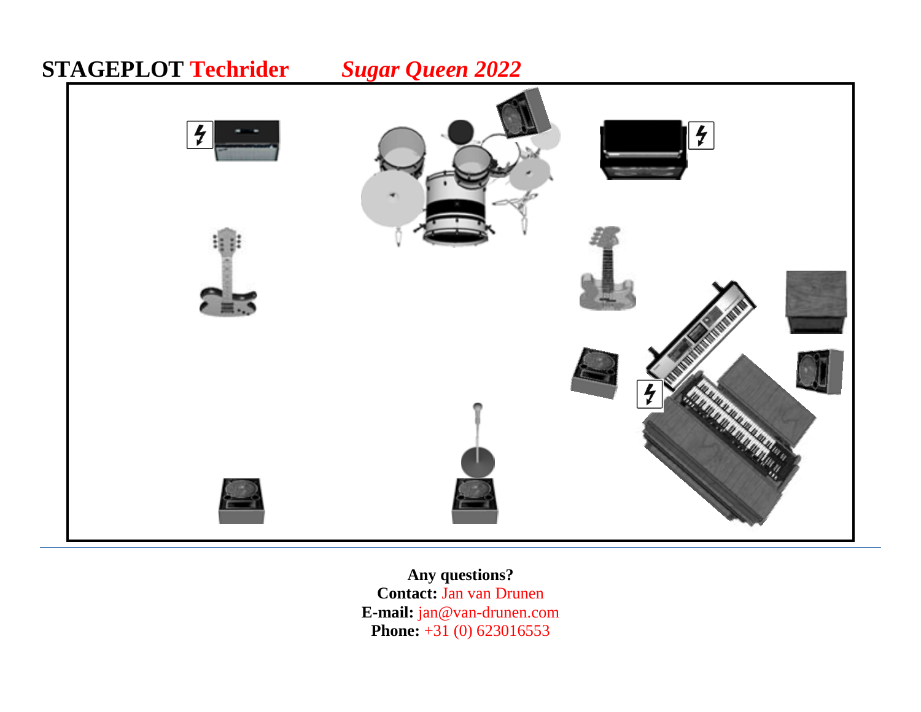# STAGEPLOT Techrider *Sugar Queen 2022*

**Any questions?**
**Contact:** Jan van Drunen
**E-mail:** jan@van-drunen.com
**Phone:** +31 (0) 623016553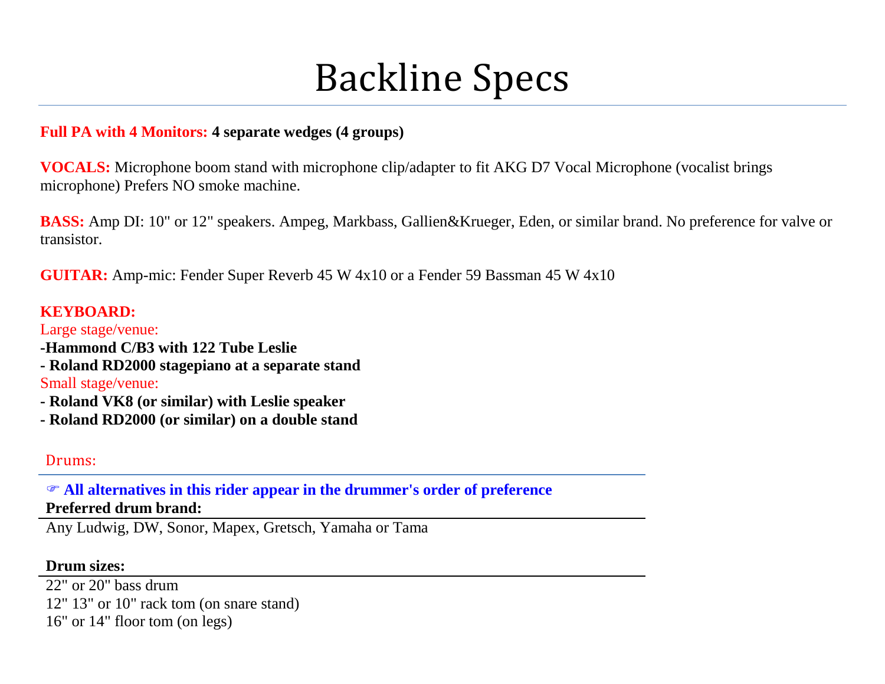# Backline Specs

**Full PA with 4 Monitors: 4 separate wedges (4 groups)**

**VOCALS:** Microphone boom stand with microphone clip/adapter to fit AKG D7 Vocal Microphone (vocalist brings microphone) Prefers NO smoke machine.

**BASS:** Amp DI: 10" or 12" speakers. Ampeg, Markbass, Gallien&Krueger, Eden, or similar brand. No preference for valve or transistor.

**GUITAR:** Amp-mic: Fender Super Reverb 45 W 4x10 or a Fender 59 Bassman 45 W 4x10

**KEYBOARD:**

Large stage/venue:

**-Hammond C/B3 with 122 Tube Leslie**

**- Roland RD2000 stagepiano at a separate stand**

Small stage/venue:

**- Roland VK8 (or similar) with Leslie speaker**

**- Roland RD2000 (or similar) on a double stand**

## Drums:

☞ **All alternatives in this rider appear in the drummer's order of preference**

**Preferred drum brand:**

Any Ludwig, DW, Sonor, Mapex, Gretsch, Yamaha or Tama

**Drum sizes:**

22" or 20" bass drum

12" 13" or 10" rack tom (on snare stand)

16" or 14" floor tom (on legs)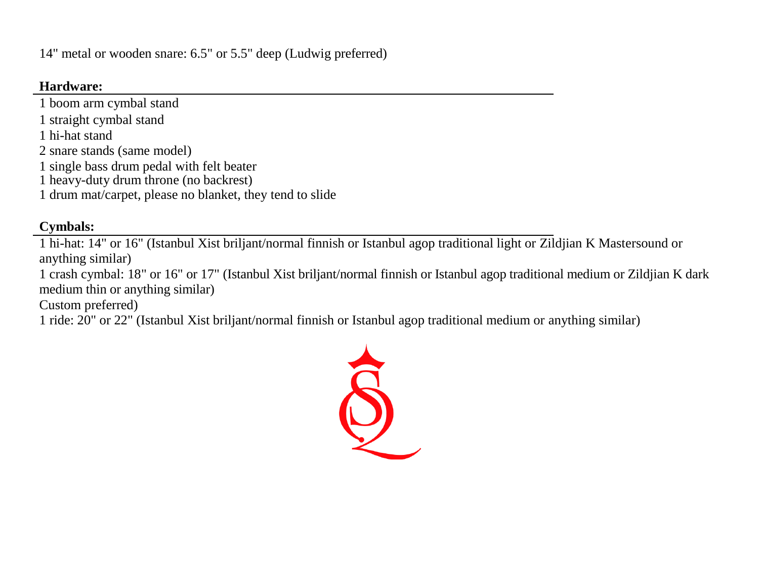14" metal or wooden snare: 6.5" or 5.5" deep (Ludwig preferred)

**Hardware:**

1 boom arm cymbal stand
1 straight cymbal stand
1 hi-hat stand
2 snare stands (same model)
1 single bass drum pedal with felt beater
1 heavy-duty drum throne (no backrest)
1 drum mat/carpet, please no blanket, they tend to slide

**Cymbals:**

1 hi-hat: 14" or 16" (Istanbul Xist briljant/normal finnish or Istanbul agop traditional light or Zildjian K Mastersound or anything similar)
1 crash cymbal: 18" or 16" or 17" (Istanbul Xist briljant/normal finnish or Istanbul agop traditional medium or Zildjian K dark medium thin or anything similar)
Custom preferred)
1 ride: 20" or 22" (Istanbul Xist briljant/normal finnish or Istanbul agop traditional medium or anything similar)